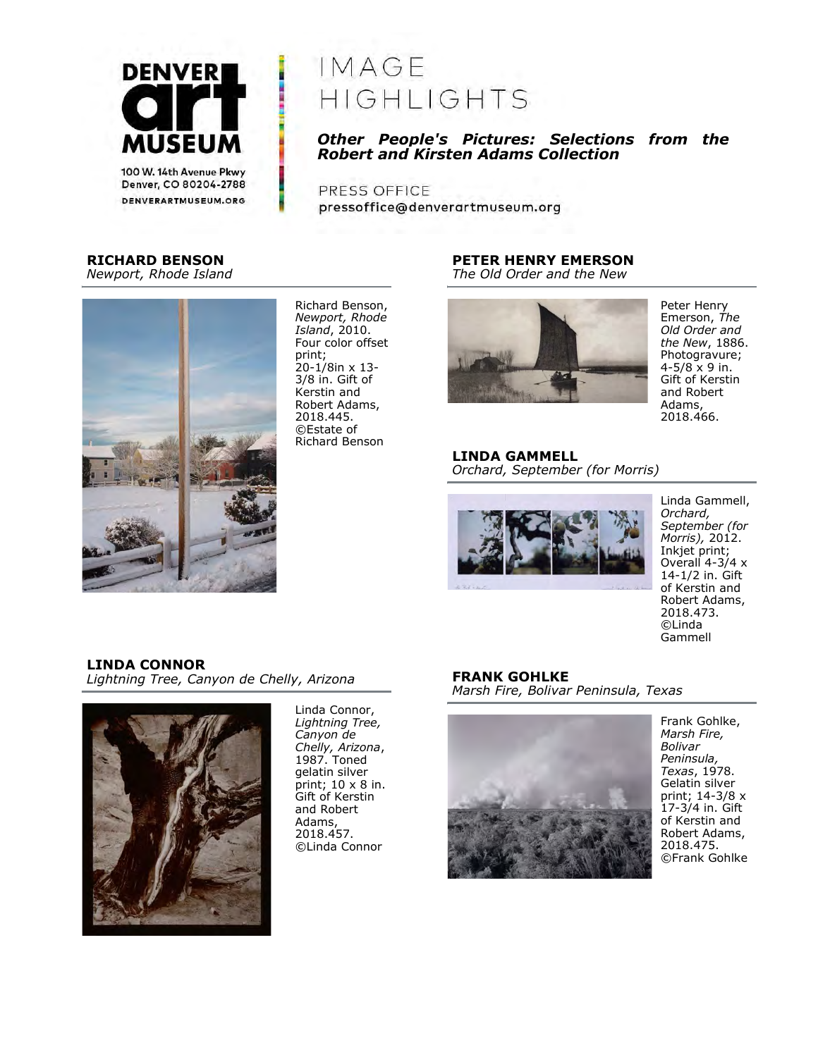DENVER art MUSEUM

100 W. 14th Avenue Pkwy
Denver, CO 80204-2788
DENVERARTMUSEUM.ORG

# IMAGE HIGHLIGHTS

***Other People's Pictures: Selections from the Robert and Kirsten Adams Collection***

PRESS OFFICE
pressoffice@denverartmuseum.org

### RICHARD BENSON
*Newport, Rhode Island*

Richard Benson, *Newport, Rhode Island*, 2010. Four color offset print; 20-1/8in x 13-3/8 in. Gift of Kerstin and Robert Adams, 2018.445. ©Estate of Richard Benson

### PETER HENRY EMERSON
*The Old Order and the New*

Peter Henry Emerson, *The Old Order and the New*, 1886. Photogravure; 4-5/8 x 9 in. Gift of Kerstin and Robert Adams, 2018.466.

### LINDA GAMMELL
*Orchard, September (for Morris)*

Linda Gammell, *Orchard, September (for Morris),* 2012. Inkjet print; Overall 4-3/4 x 14-1/2 in. Gift of Kerstin and Robert Adams, 2018.473. ©Linda Gammell

### LINDA CONNOR
*Lightning Tree, Canyon de Chelly, Arizona*

Linda Connor, *Lightning Tree, Canyon de Chelly, Arizona*, 1987. Toned gelatin silver print; 10 x 8 in. Gift of Kerstin and Robert Adams, 2018.457. ©Linda Connor

### FRANK GOHLKE
*Marsh Fire, Bolivar Peninsula, Texas*

Frank Gohlke, *Marsh Fire, Bolivar Peninsula, Texas*, 1978. Gelatin silver print; 14-3/8 x 17-3/4 in. Gift of Kerstin and Robert Adams, 2018.475. ©Frank Gohlke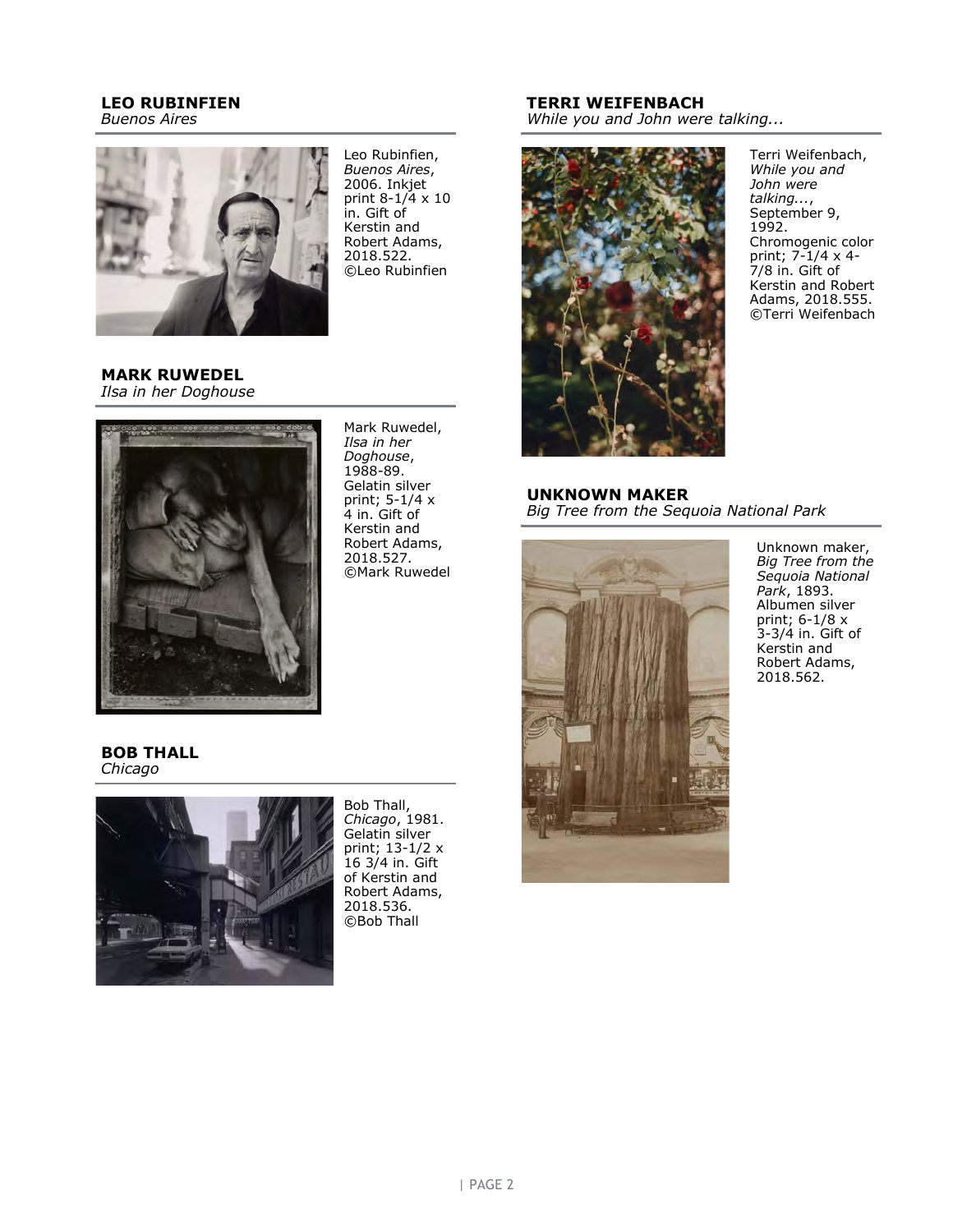## LEO RUBINFIEN
*Buenos Aires*

Leo Rubinfien, *Buenos Aires*, 2006. Inkjet print 8-1/4 x 10 in. Gift of Kerstin and Robert Adams, 2018.522. ©Leo Rubinfien

## MARK RUWEDEL
*Ilsa in her Doghouse*

Mark Ruwedel, *Ilsa in her Doghouse*, 1988-89. Gelatin silver print; 5-1/4 x 4 in. Gift of Kerstin and Robert Adams, 2018.527. ©Mark Ruwedel

## BOB THALL
*Chicago*

Bob Thall, *Chicago*, 1981. Gelatin silver print; 13-1/2 x 16 3/4 in. Gift of Kerstin and Robert Adams, 2018.536. ©Bob Thall

## TERRI WEIFENBACH
*While you and John were talking...*

Terri Weifenbach, *While you and John were talking...*, September 9, 1992. Chromogenic color print; 7-1/4 x 4-7/8 in. Gift of Kerstin and Robert Adams, 2018.555. ©Terri Weifenbach

## UNKNOWN MAKER
*Big Tree from the Sequoia National Park*

Unknown maker, *Big Tree from the Sequoia National Park*, 1893. Albumen silver print; 6-1/8 x 3-3/4 in. Gift of Kerstin and Robert Adams, 2018.562.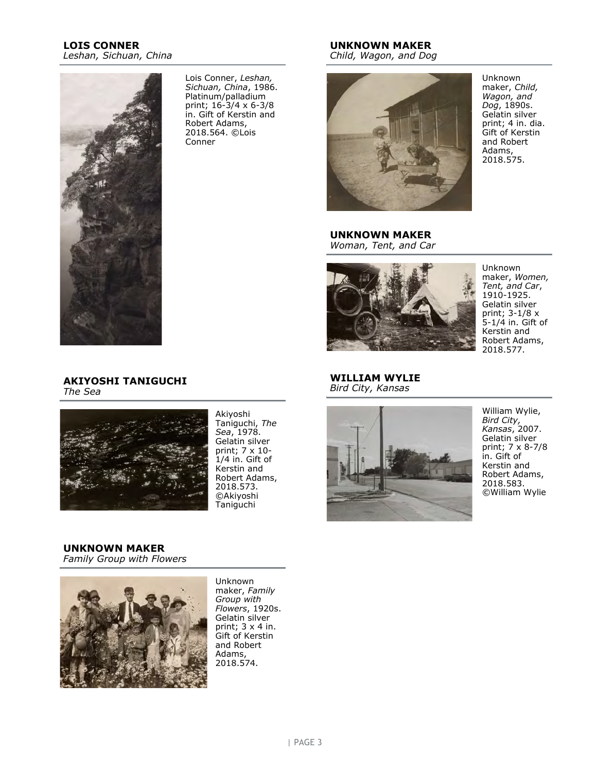**LOIS CONNER**
*Leshan, Sichuan, China*

Lois Conner, *Leshan, Sichuan, China*, 1986. Platinum/palladium print; 16-3/4 x 6-3/8 in. Gift of Kerstin and Robert Adams, 2018.564. ©Lois Conner

**AKIYOSHI TANIGUCHI**
*The Sea*

Akiyoshi Taniguchi, *The Sea*, 1978. Gelatin silver print; 7 x 10-1/4 in. Gift of Kerstin and Robert Adams, 2018.573. ©Akiyoshi Taniguchi

**UNKNOWN MAKER**
*Family Group with Flowers*

Unknown maker, *Family Group with Flowers*, 1920s. Gelatin silver print; 3 x 4 in. Gift of Kerstin and Robert Adams, 2018.574.

**UNKNOWN MAKER**
*Child, Wagon, and Dog*

Unknown maker, *Child, Wagon, and Dog*, 1890s. Gelatin silver print; 4 in. dia. Gift of Kerstin and Robert Adams, 2018.575.

**UNKNOWN MAKER**
*Woman, Tent, and Car*

Unknown maker, *Women, Tent, and Car*, 1910-1925. Gelatin silver print; 3-1/8 x 5-1/4 in. Gift of Kerstin and Robert Adams, 2018.577.

**WILLIAM WYLIE**
*Bird City, Kansas*

William Wylie, *Bird City, Kansas*, 2007. Gelatin silver print; 7 x 8-7/8 in. Gift of Kerstin and Robert Adams, 2018.583. ©William Wylie